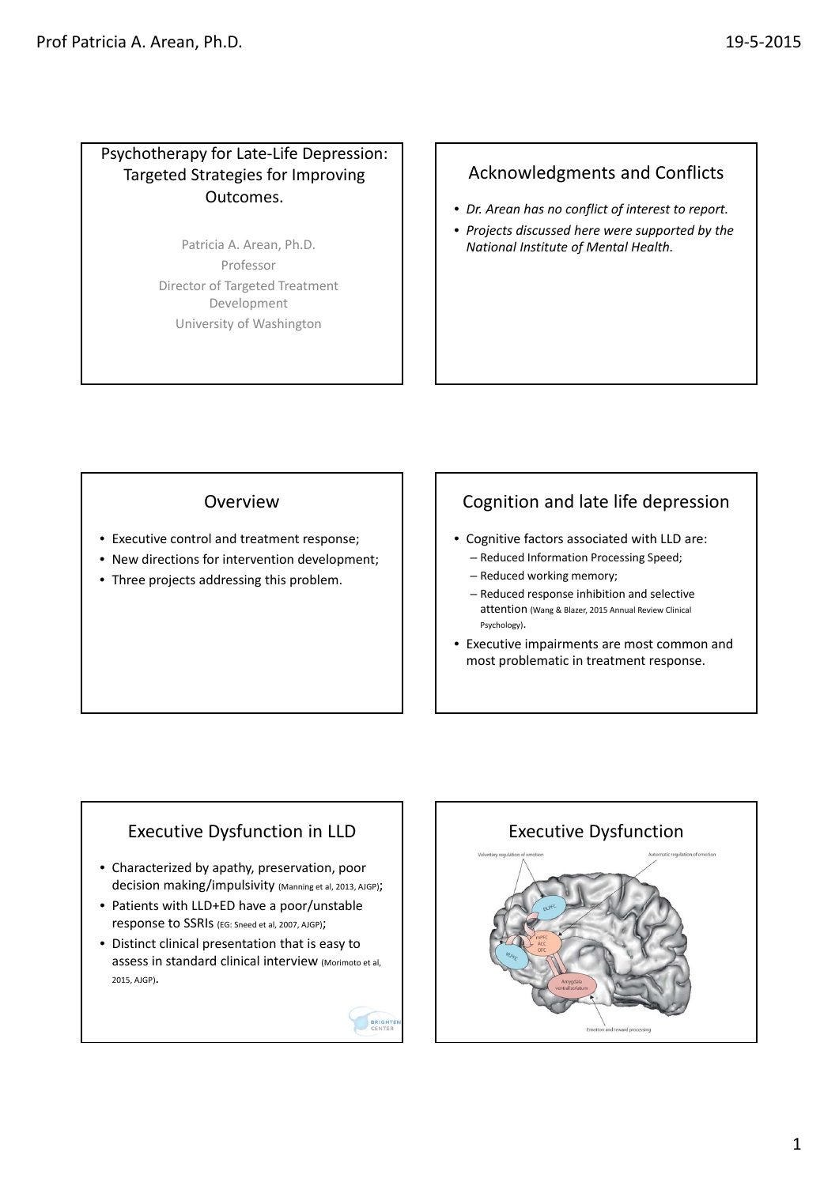## Psychotherapy for Late-Life Depression: Targeted Strategies for Improving Outcomes.

Patricia A. Arean, Ph.D.
Professor
Director of Targeted Treatment Development
University of Washington

## Acknowledgments and Conflicts

- *Dr. Arean has no conflict of interest to report.*
- *Projects discussed here were supported by the National Institute of Mental Health.*

## Overview

- Executive control and treatment response;
- New directions for intervention development;
- Three projects addressing this problem.

## Cognition and late life depression

- Cognitive factors associated with LLD are:
  - Reduced Information Processing Speed;
  - Reduced working memory;
  - Reduced response inhibition and selective attention (Wang & Blazer, 2015 Annual Review Clinical Psychology).
- Executive impairments are most common and most problematic in treatment response.

## Executive Dysfunction in LLD

- Characterized by apathy, preservation, poor decision making/impulsivity (Manning et al, 2013, AJGP);
- Patients with LLD+ED have a poor/unstable response to SSRIs (EG: Sneed et al, 2007, AJGP);
- Distinct clinical presentation that is easy to assess in standard clinical interview (Morimoto et al, 2015, AJGP).

## Executive Dysfunction

Voluntary regulation of emotion

Automatic regulation of emotion

DLPFC

VLPFC

mPFC ACC OFC

Amygdala ventral striatum

Emotion and reward processing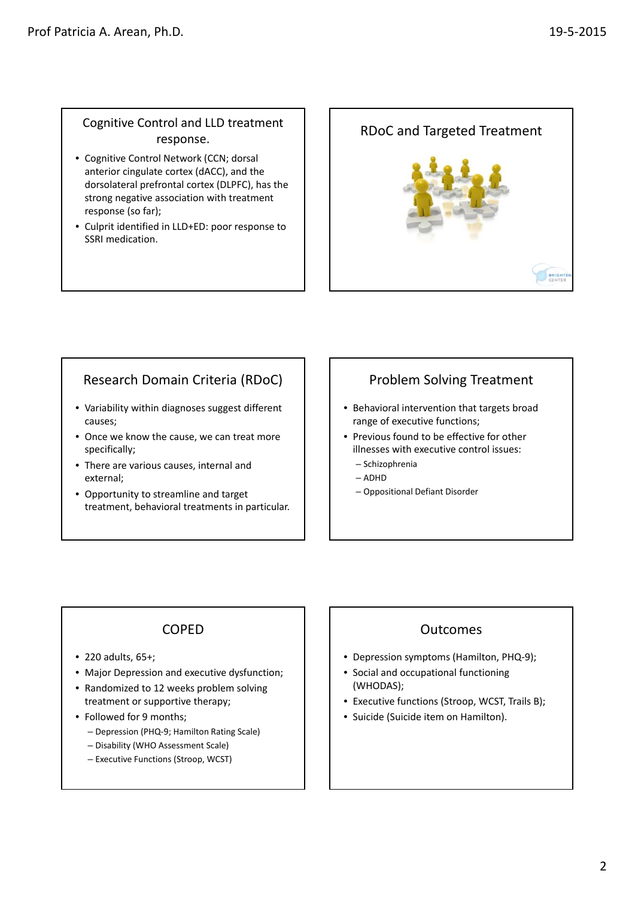## Cognitive Control and LLD treatment response.

- Cognitive Control Network (CCN; dorsal anterior cingulate cortex (dACC), and the dorsolateral prefrontal cortex (DLPFC), has the strong negative association with treatment response (so far);
- Culprit identified in LLD+ED: poor response to SSRI medication.

## RDoC and Targeted Treatment

## Research Domain Criteria (RDoC)

- Variability within diagnoses suggest different causes;
- Once we know the cause, we can treat more specifically;
- There are various causes, internal and external;
- Opportunity to streamline and target treatment, behavioral treatments in particular.

## Problem Solving Treatment

- Behavioral intervention that targets broad range of executive functions;
- Previous found to be effective for other illnesses with executive control issues:
  - Schizophrenia
  - ADHD
  - Oppositional Defiant Disorder

## COPED

- 220 adults, 65+;
- Major Depression and executive dysfunction;
- Randomized to 12 weeks problem solving treatment or supportive therapy;
- Followed for 9 months;
  - Depression (PHQ-9; Hamilton Rating Scale)
  - Disability (WHO Assessment Scale)
  - Executive Functions (Stroop, WCST)

## Outcomes

- Depression symptoms (Hamilton, PHQ-9);
- Social and occupational functioning (WHODAS);
- Executive functions (Stroop, WCST, Trails B);
- Suicide (Suicide item on Hamilton).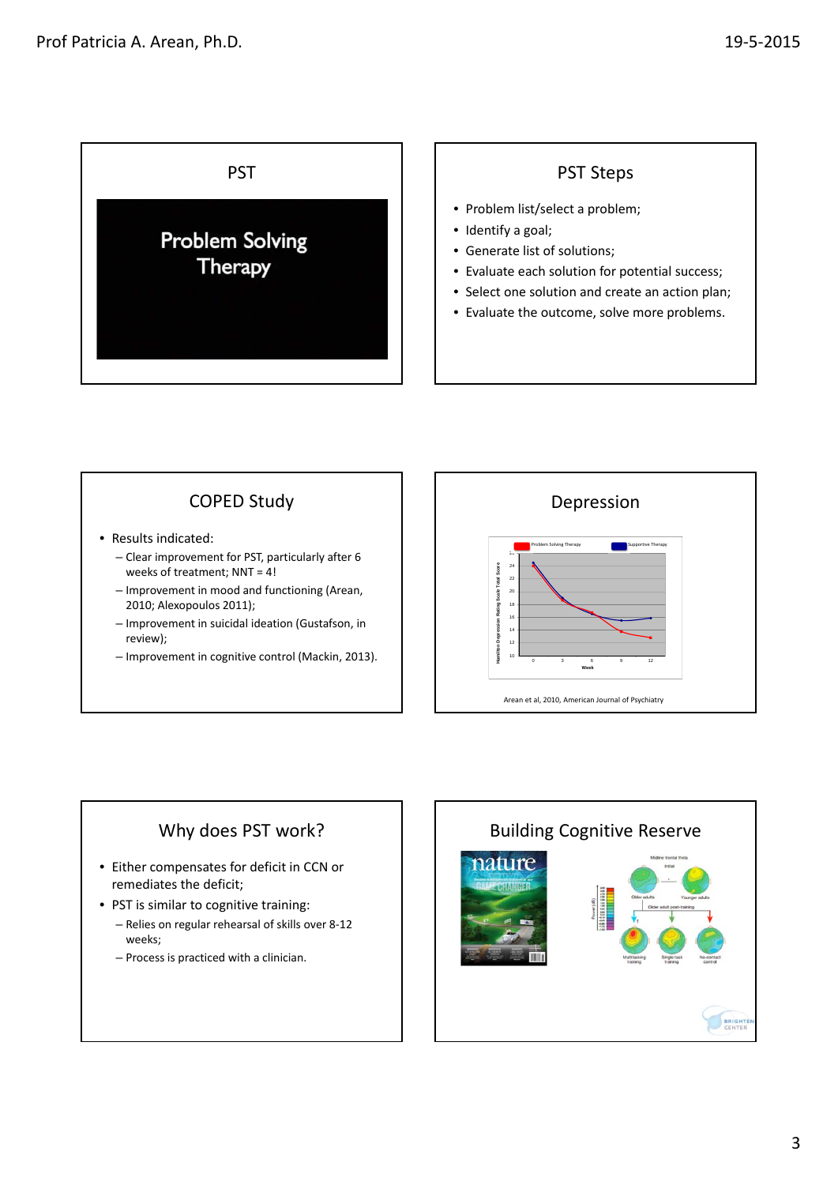## PST

Problem Solving Therapy

## PST Steps

- Problem list/select a problem;
- Identify a goal;
- Generate list of solutions;
- Evaluate each solution for potential success;
- Select one solution and create an action plan;
- Evaluate the outcome, solve more problems.

## COPED Study

- Results indicated:
  - Clear improvement for PST, particularly after 6 weeks of treatment; NNT = 4!
  - Improvement in mood and functioning (Arean, 2010; Alexopoulos 2011);
  - Improvement in suicidal ideation (Gustafson, in review);
  - Improvement in cognitive control (Mackin, 2013).

## Depression

Arean et al, 2010, American Journal of Psychiatry

## Why does PST work?

- Either compensates for deficit in CCN or remediates the deficit;
- PST is similar to cognitive training:
  - Relies on regular rehearsal of skills over 8-12 weeks;
  - Process is practiced with a clinician.

## Building Cognitive Reserve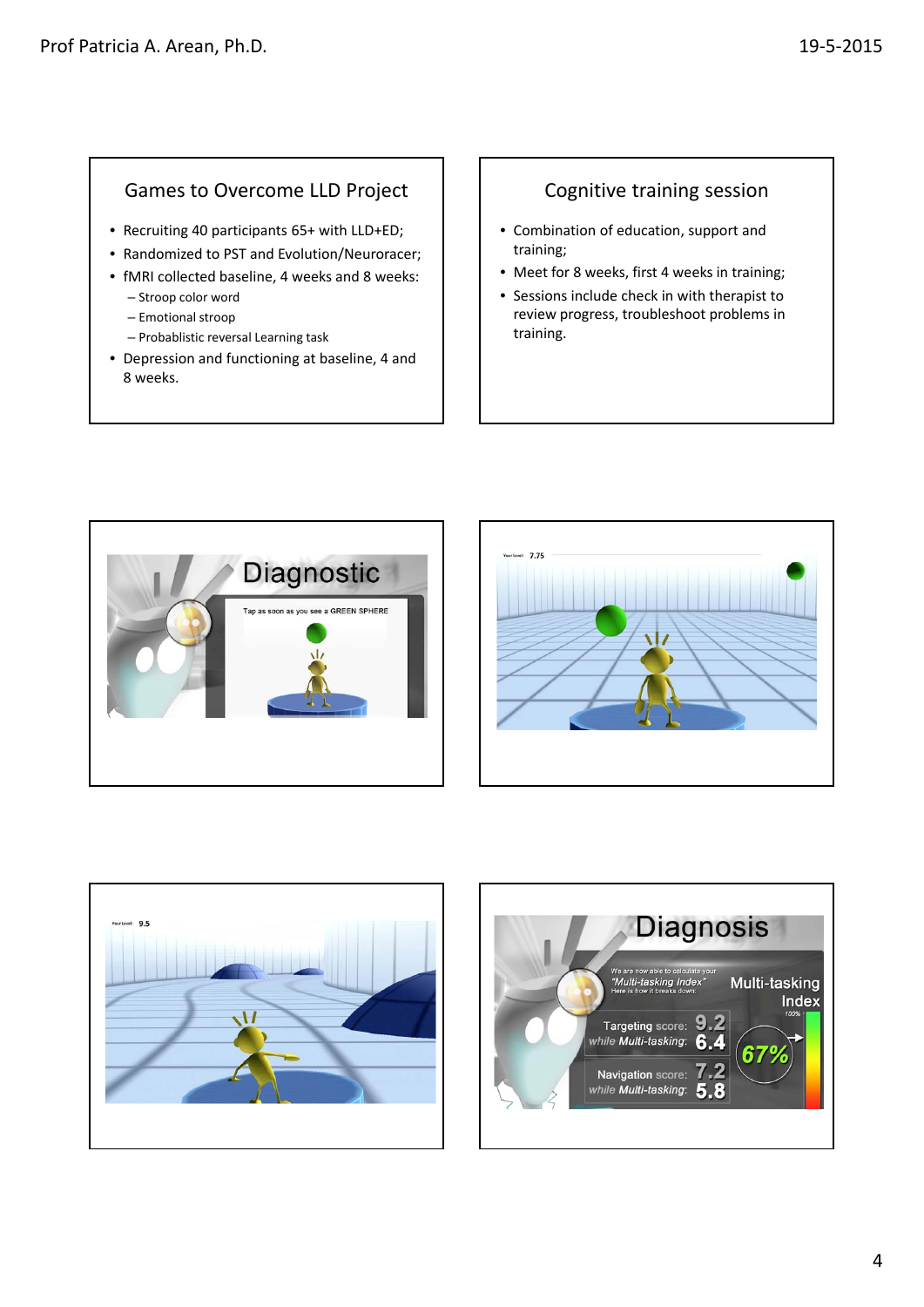## Games to Overcome LLD Project

- Recruiting 40 participants 65+ with LLD+ED;
- Randomized to PST and Evolution/Neuroracer;
- fMRI collected baseline, 4 weeks and 8 weeks:
  - Stroop color word
  - Emotional stroop
  - Probablistic reversal Learning task
- Depression and functioning at baseline, 4 and 8 weeks.

## Cognitive training session

- Combination of education, support and training;
- Meet for 8 weeks, first 4 weeks in training;
- Sessions include check in with therapist to review progress, troubleshoot problems in training.

## Diagnostic

Tap as soon as you see a GREEN SPHERE

Your Level: 7.75

Your Level: 9.5

## Diagnosis

We are now able to calculate your "Multi-tasking Index"
Here is how it breaks down:

Multi-tasking Index

Targeting score: 9.2
while Multi-tasking: 6.4

Navigation score: 7.2
while Multi-tasking: 5.8

100%

67%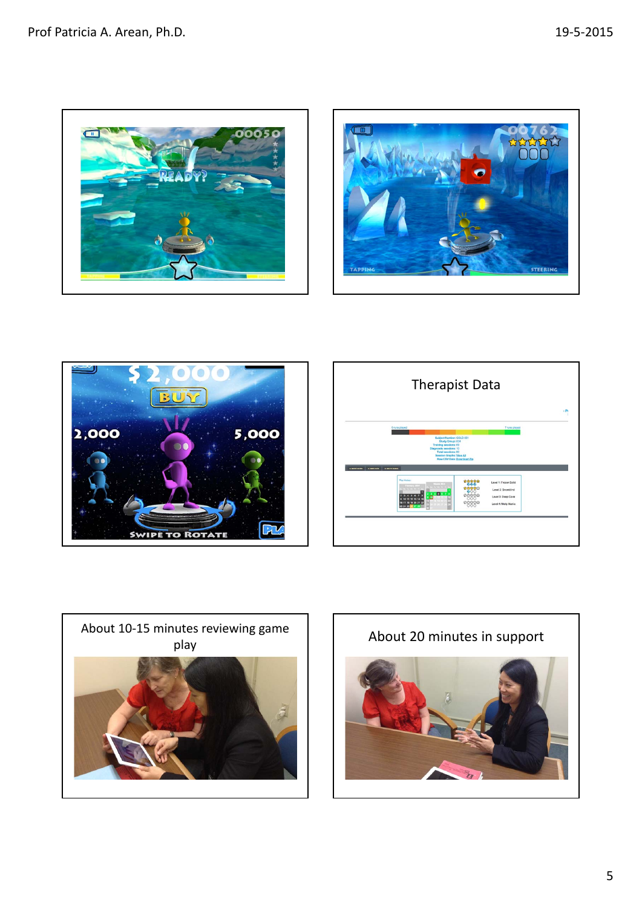Therapist Data

About 10-15 minutes reviewing game play

About 20 minutes in support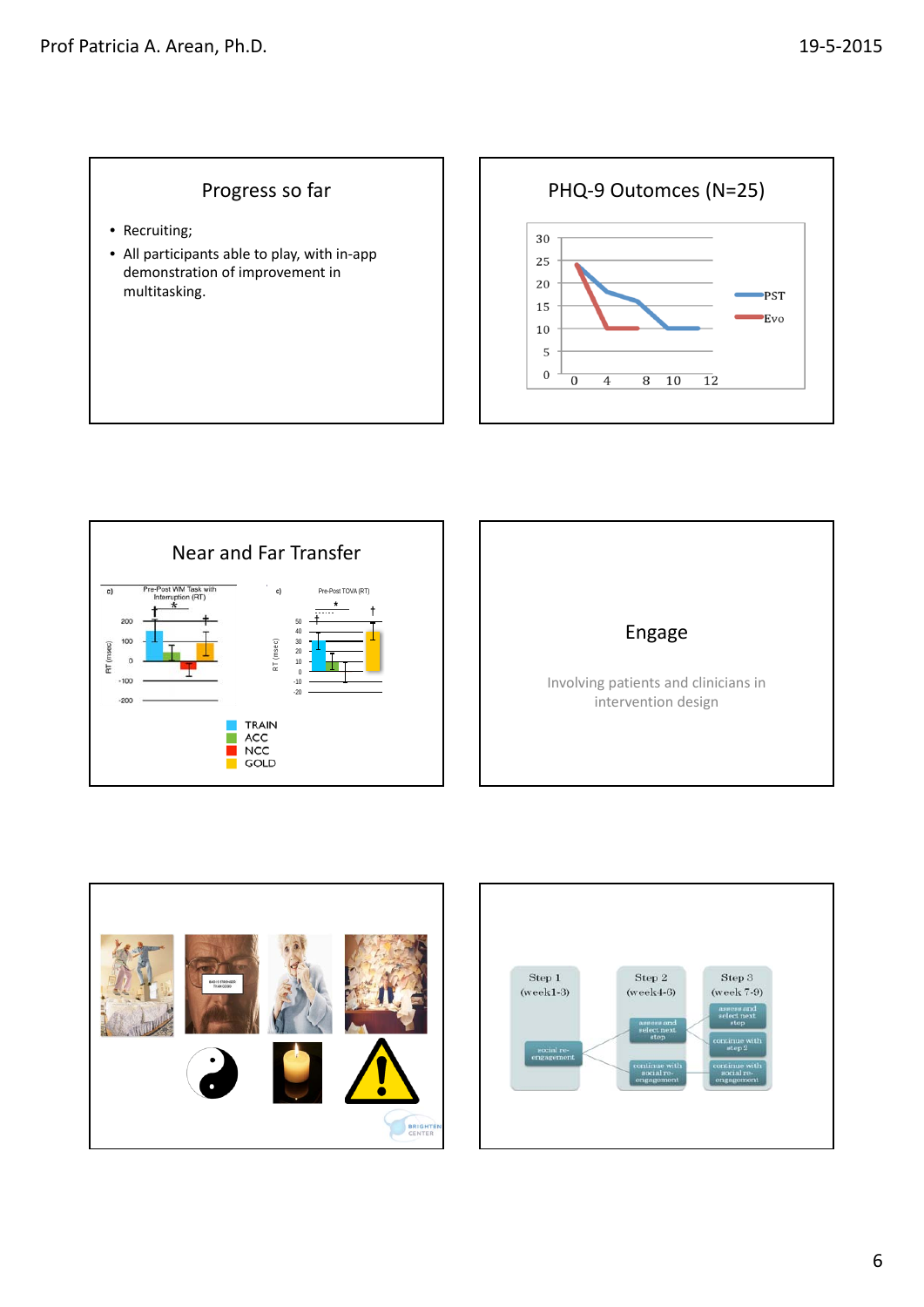## Progress so far

- Recruiting;
- All participants able to play, with in-app demonstration of improvement in multitasking.

## PHQ-9 Outomces (N=25)

## Near and Far Transfer

TRAIN
ACC
NCC
GOLD

## Engage

Involving patients and clinicians in intervention design

Step 1 (week1-3)

Step 2 (week4-6)

Step 3 (week 7-9)

social re-engagement

assess and select next step

continue with social re-engagement

assess and select next step

continue with step 2

continue with social re-engagement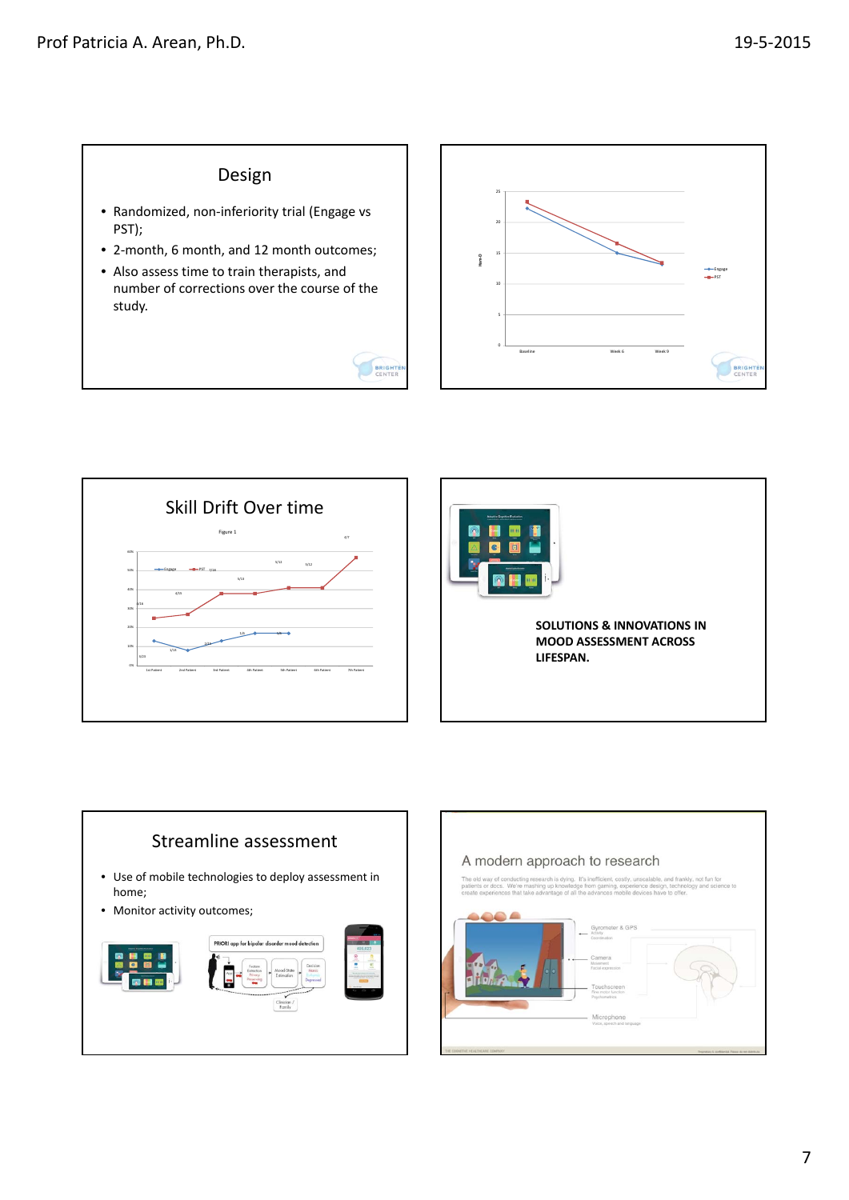## Design

- Randomized, non-inferiority trial (Engage vs PST);
- 2-month, 6 month, and 12 month outcomes;
- Also assess time to train therapists, and number of corrections over the course of the study.

## Skill Drift Over time

SOLUTIONS & INNOVATIONS IN MOOD ASSESSMENT ACROSS LIFESPAN.

## Streamline assessment

- Use of mobile technologies to deploy assessment in home;
- Monitor activity outcomes;

A modern approach to research

The old way of conducting research is dying. It's inefficient, costly, unscalable, and frankly, not fun for patients or docs. We're mashing up knowledge from gaming, experience design, technology and science to create experiences that take advantage of all the advances mobile devices have to offer.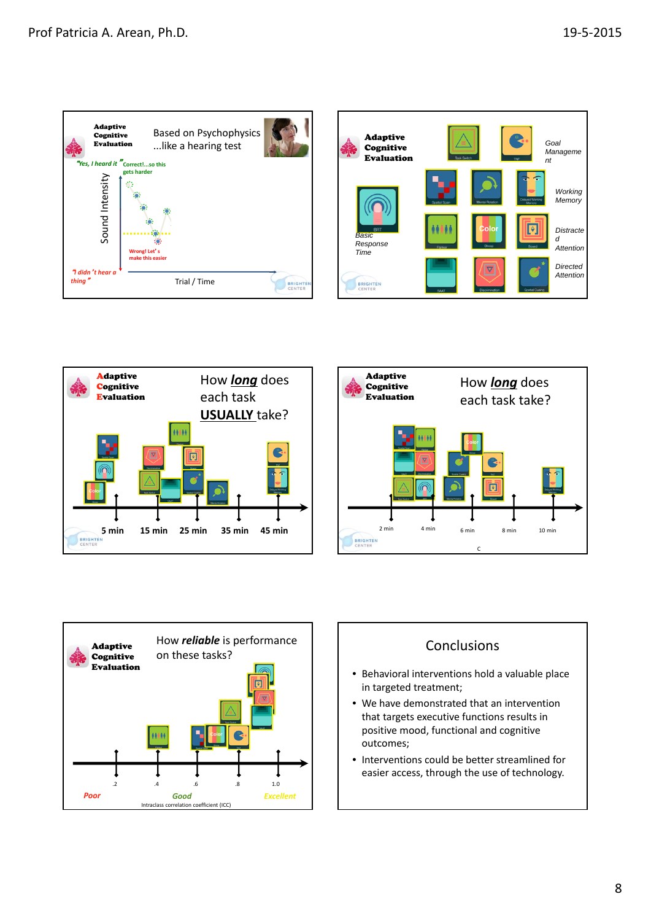## Adaptive Cognitive Evaluation

Based on Psychophysics
...like a hearing test

"Yes, I heard it" "Correct!...so this gets harder"

Sound Intensity

Wrong! Let's make this easier

"I didn't hear a thing"

Trial / Time

BRIGHTEN CENTER

## Adaptive Cognitive Evaluation

Goal Management

Working Memory

Distracted Attention

Directed Attention

Basic Response Time

BRIGHTEN CENTER

## Adaptive Cognitive Evaluation

How ***long*** does each task **USUALLY** take?

5 min 15 min 25 min 35 min 45 min

BRIGHTEN CENTER

## Adaptive Cognitive Evaluation

How ***long*** does each task take?

2 min 4 min 6 min 8 min 10 min

BRIGHTEN CENTER

## Adaptive Cognitive Evaluation

How ***reliable*** is performance on these tasks?

.2 .4 .6 .8 1.0

*Poor* *Good* *Excellent*

Intraclass correlation coefficient (ICC)

## Conclusions

- Behavioral interventions hold a valuable place in targeted treatment;
- We have demonstrated that an intervention that targets executive functions results in positive mood, functional and cognitive outcomes;
- Interventions could be better streamlined for easier access, through the use of technology.